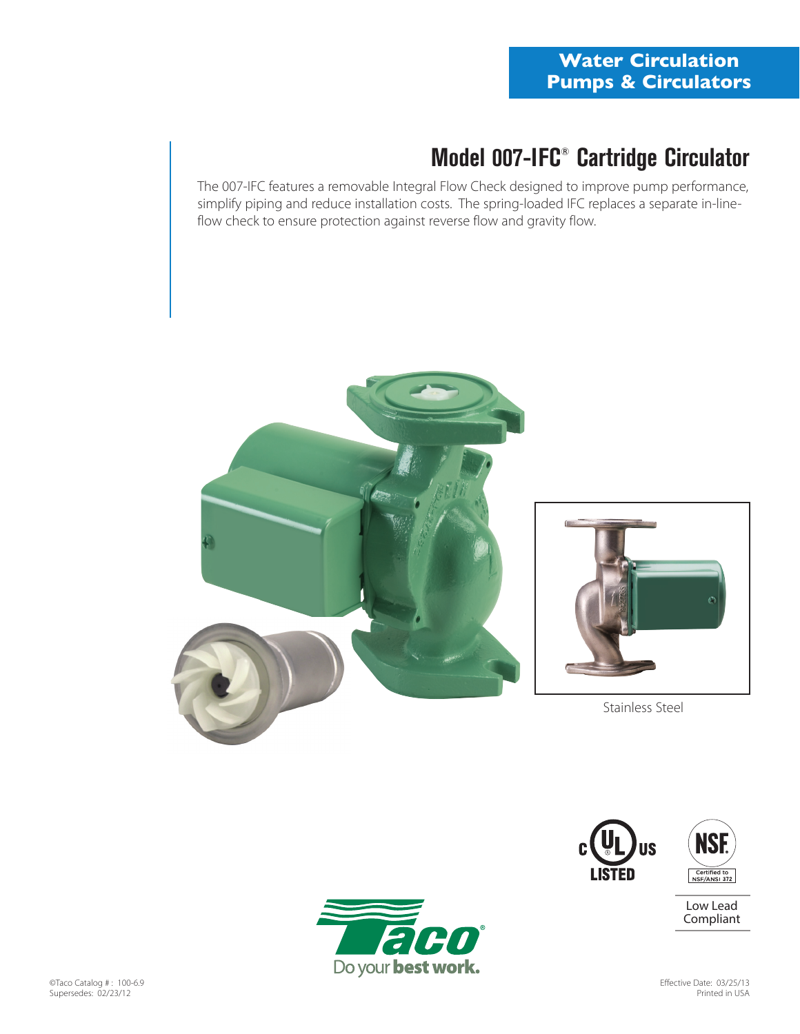**Water Circulation Pumps & Circulators**

# Model 007-IFC® Cartridge Circulator

The 007-IFC features a removable Integral Flow Check designed to improve pump performance, simplify piping and reduce installation costs. The spring-loaded IFC replaces a separate in-line-flow check to ensure protection against reverse flow and gravity flow.

Stainless Steel

c UL us LISTED

NSF Certified to NSF/ANSI 372

Low Lead Compliant

Taco® Do your best work.

©Taco Catalog #: 100-6.9
Supersedes: 02/23/12

Effective Date: 03/25/13
Printed in USA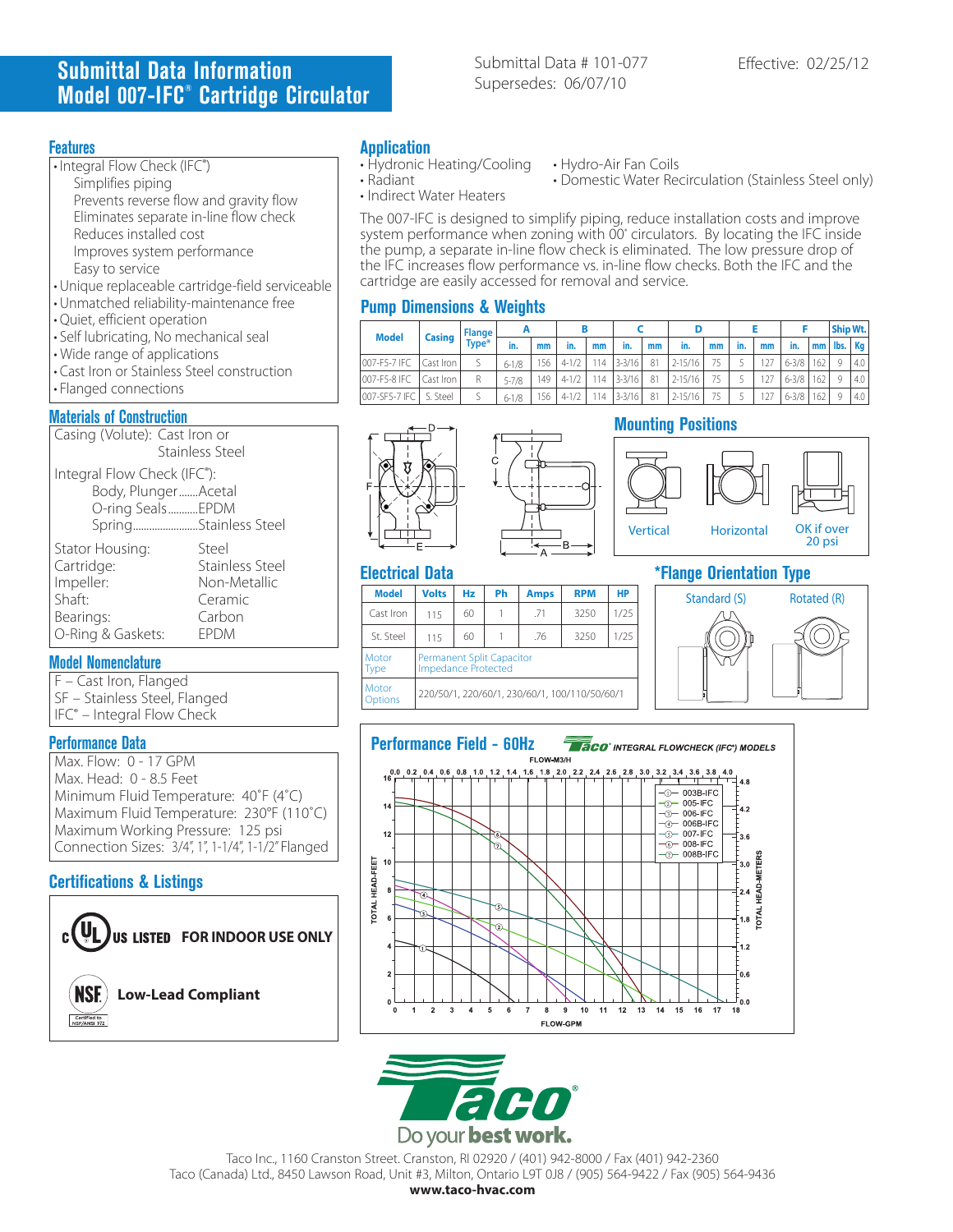# Submittal Data Information
# Model 007-IFC® Cartridge Circulator

Submittal Data # 101-077
Supersedes: 06/07/10

Effective: 02/25/12

## Features

- Integral Flow Check (IFC®)
  - Simplifies piping
  - Prevents reverse flow and gravity flow
  - Eliminates separate in-line flow check
  - Reduces installed cost
  - Improves system performance
  - Easy to service
- Unique replaceable cartridge-field serviceable
- Unmatched reliability-maintenance free
- Quiet, efficient operation
- Self lubricating, No mechanical seal
- Wide range of applications
- Cast Iron or Stainless Steel construction
- Flanged connections

## Materials of Construction

Casing (Volute): Cast Iron or Stainless Steel

Integral Flow Check (IFC®):
- Body, Plunger.......Acetal
- O-ring Seals...........EPDM
- Spring........................Stainless Steel

| | |
|---|---|
| Stator Housing: | Steel |
| Cartridge: | Stainless Steel |
| Impeller: | Non-Metallic |
| Shaft: | Ceramic |
| Bearings: | Carbon |
| O-Ring & Gaskets: | EPDM |

## Model Nomenclature

F – Cast Iron, Flanged
SF – Stainless Steel, Flanged
IFC® – Integral Flow Check

## Performance Data

Max. Flow: 0 - 17 GPM
Max. Head: 0 - 8.5 Feet
Minimum Fluid Temperature: 40˚F (4˚C)
Maximum Fluid Temperature: 230ºF (110˚C)
Maximum Working Pressure: 125 psi
Connection Sizes: 3/4", 1", 1-1/4", 1-1/2" Flanged

## Certifications & Listings

c UL US LISTED FOR INDOOR USE ONLY

NSF Low-Lead Compliant
Certified to NSF/ANSI 372

## Application

- Hydronic Heating/Cooling
- Radiant
- Indirect Water Heaters
- Hydro-Air Fan Coils
- Domestic Water Recirculation (Stainless Steel only)

The 007-IFC is designed to simplify piping, reduce installation costs and improve system performance when zoning with 00® circulators. By locating the IFC inside the pump, a separate in-line flow check is eliminated. The low pressure drop of the IFC increases flow performance vs. in-line flow checks. Both the IFC and the cartridge are easily accessed for removal and service.

## Pump Dimensions & Weights

| Model | Casing | Flange Type* | A | | B | | C | | D | | E | | F | | Ship Wt. | |
|---|---|---|---|---|---|---|---|---|---|---|---|---|---|---|---|---|
| | | | in. | mm | in. | mm | in. | mm | in. | mm | in. | mm | in. | mm | lbs. | Kg |
| 007-F5-7 IFC | Cast Iron | S | 6-1/8 | 156 | 4-1/2 | 114 | 3-3/16 | 81 | 2-15/16 | 75 | 5 | 127 | 6-3/8 | 162 | 9 | 4.0 |
| 007-F5-8 IFC | Cast Iron | R | 5-7/8 | 149 | 4-1/2 | 114 | 3-3/16 | 81 | 2-15/16 | 75 | 5 | 127 | 6-3/8 | 162 | 9 | 4.0 |
| 007-SF5-7 IFC | S. Steel | S | 6-1/8 | 156 | 4-1/2 | 114 | 3-3/16 | 81 | 2-15/16 | 75 | 5 | 127 | 6-3/8 | 162 | 9 | 4.0 |

## Mounting Positions

Vertical
Horizontal
OK if over 20 psi

## Electrical Data

| Model | Volts | Hz | Ph | Amps | RPM | HP |
|---|---|---|---|---|---|---|
| Cast Iron | 115 | 60 | 1 | .71 | 3250 | 1/25 |
| St. Steel | 115 | 60 | 1 | .76 | 3250 | 1/25 |
| Motor Type | Permanent Split Capacitor Impedance Protected | | | | | |
| Motor Options | 220/50/1, 220/60/1, 230/60/1, 100/110/50/60/1 | | | | | |

## *Flange Orientation Type

Standard (S)
Rotated (R)

## Performance Field - 60Hz

Taco® INTEGRAL FLOWCHECK (IFC®) MODELS

FLOW-M3/H
0.0 0.2 0.4 0.6 0.8 1.0 1.2 1.4 1.6 1.8 2.0 2.2 2.4 2.6 2.8 3.0 3.2 3.4 3.6 3.8 4.0

1 003B-IFC
2 005-IFC
3 006-IFC
4 006B-IFC
5 007-IFC
6 008-IFC
7 008B-IFC

TOTAL HEAD-FEET
0 2 4 6 8 10 12 14 16

TOTAL HEAD-METERS
0.0 0.6 1.2 1.8 2.4 3.0 3.6 4.2 4.8

FLOW-GPM
0 1 2 3 4 5 6 7 8 9 10 11 12 13 14 15 16 17 18

Taco Do your best work.

Taco Inc., 1160 Cranston Street. Cranston, RI 02920 / (401) 942-8000 / Fax (401) 942-2360
Taco (Canada) Ltd., 8450 Lawson Road, Unit #3, Milton, Ontario L9T 0J8 / (905) 564-9422 / Fax (905) 564-9436
**www.taco-hvac.com**